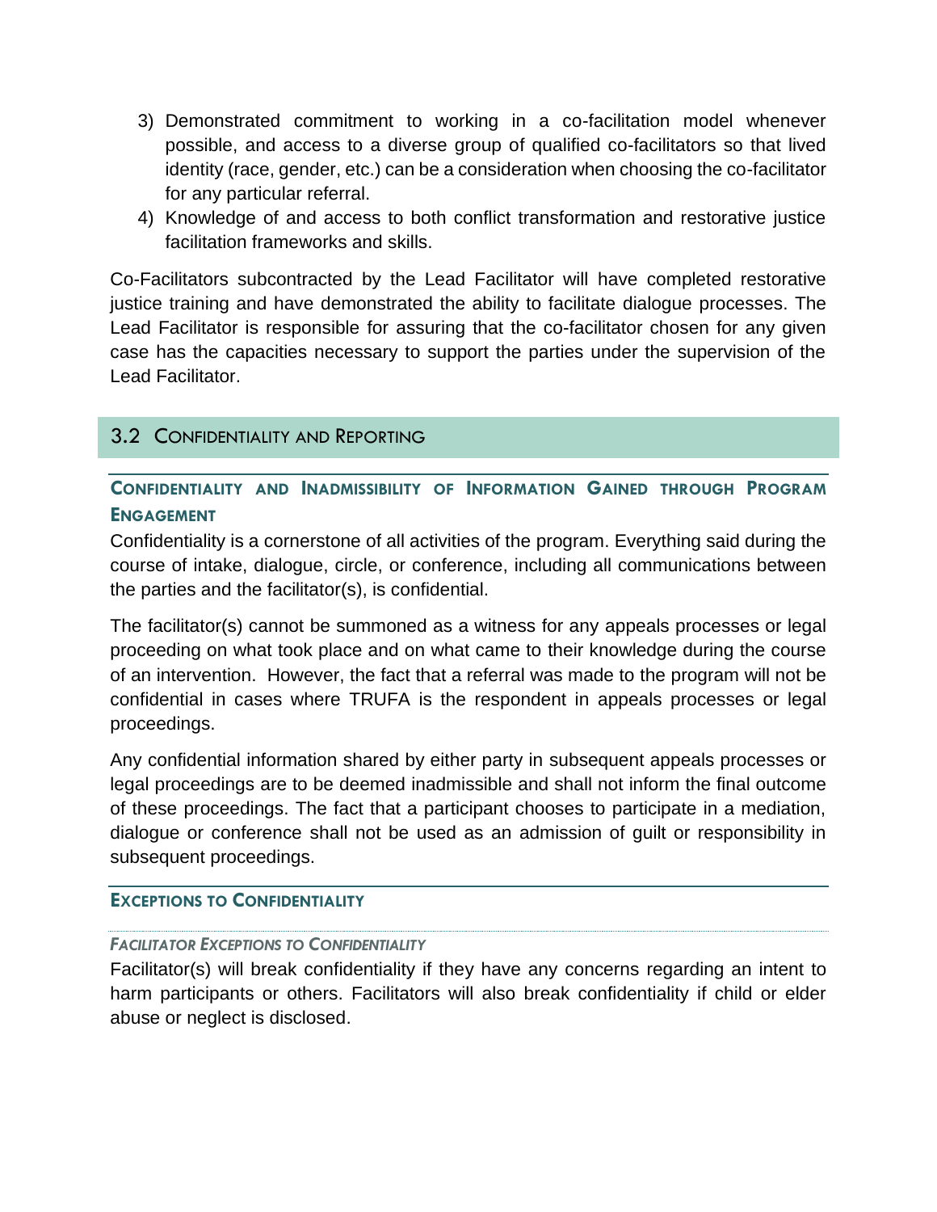3) Demonstrated commitment to working in a co-facilitation model whenever possible, and access to a diverse group of qualified co-facilitators so that lived identity (race, gender, etc.) can be a consideration when choosing the co-facilitator for any particular referral.
4) Knowledge of and access to both conflict transformation and restorative justice facilitation frameworks and skills.

Co-Facilitators subcontracted by the Lead Facilitator will have completed restorative justice training and have demonstrated the ability to facilitate dialogue processes. The Lead Facilitator is responsible for assuring that the co-facilitator chosen for any given case has the capacities necessary to support the parties under the supervision of the Lead Facilitator.

## 3.2 Confidentiality and Reporting

### Confidentiality and Inadmissibility of Information Gained through Program Engagement

Confidentiality is a cornerstone of all activities of the program. Everything said during the course of intake, dialogue, circle, or conference, including all communications between the parties and the facilitator(s), is confidential.

The facilitator(s) cannot be summoned as a witness for any appeals processes or legal proceeding on what took place and on what came to their knowledge during the course of an intervention. However, the fact that a referral was made to the program will not be confidential in cases where TRUFA is the respondent in appeals processes or legal proceedings.

Any confidential information shared by either party in subsequent appeals processes or legal proceedings are to be deemed inadmissible and shall not inform the final outcome of these proceedings. The fact that a participant chooses to participate in a mediation, dialogue or conference shall not be used as an admission of guilt or responsibility in subsequent proceedings.

### Exceptions to Confidentiality

#### *Facilitator Exceptions to Confidentiality*

Facilitator(s) will break confidentiality if they have any concerns regarding an intent to harm participants or others. Facilitators will also break confidentiality if child or elder abuse or neglect is disclosed.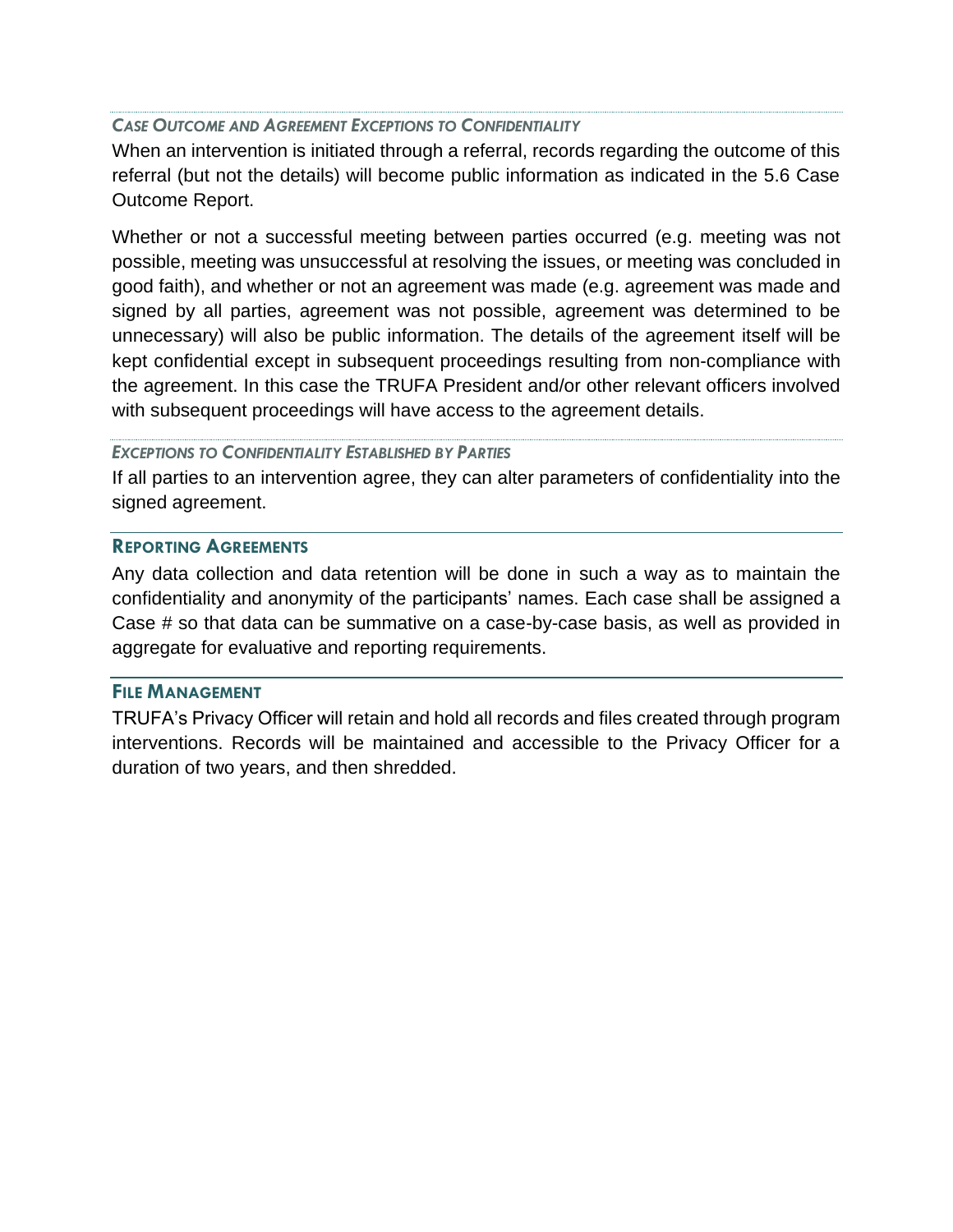#### *Case Outcome and Agreement Exceptions to Confidentiality*

When an intervention is initiated through a referral, records regarding the outcome of this referral (but not the details) will become public information as indicated in the 5.6 Case Outcome Report.

Whether or not a successful meeting between parties occurred (e.g. meeting was not possible, meeting was unsuccessful at resolving the issues, or meeting was concluded in good faith), and whether or not an agreement was made (e.g. agreement was made and signed by all parties, agreement was not possible, agreement was determined to be unnecessary) will also be public information. The details of the agreement itself will be kept confidential except in subsequent proceedings resulting from non-compliance with the agreement. In this case the TRUFA President and/or other relevant officers involved with subsequent proceedings will have access to the agreement details.

#### *Exceptions to Confidentiality Established by Parties*

If all parties to an intervention agree, they can alter parameters of confidentiality into the signed agreement.

### Reporting Agreements

Any data collection and data retention will be done in such a way as to maintain the confidentiality and anonymity of the participants' names. Each case shall be assigned a Case # so that data can be summative on a case-by-case basis, as well as provided in aggregate for evaluative and reporting requirements.

### File Management

TRUFA's Privacy Officer will retain and hold all records and files created through program interventions. Records will be maintained and accessible to the Privacy Officer for a duration of two years, and then shredded.